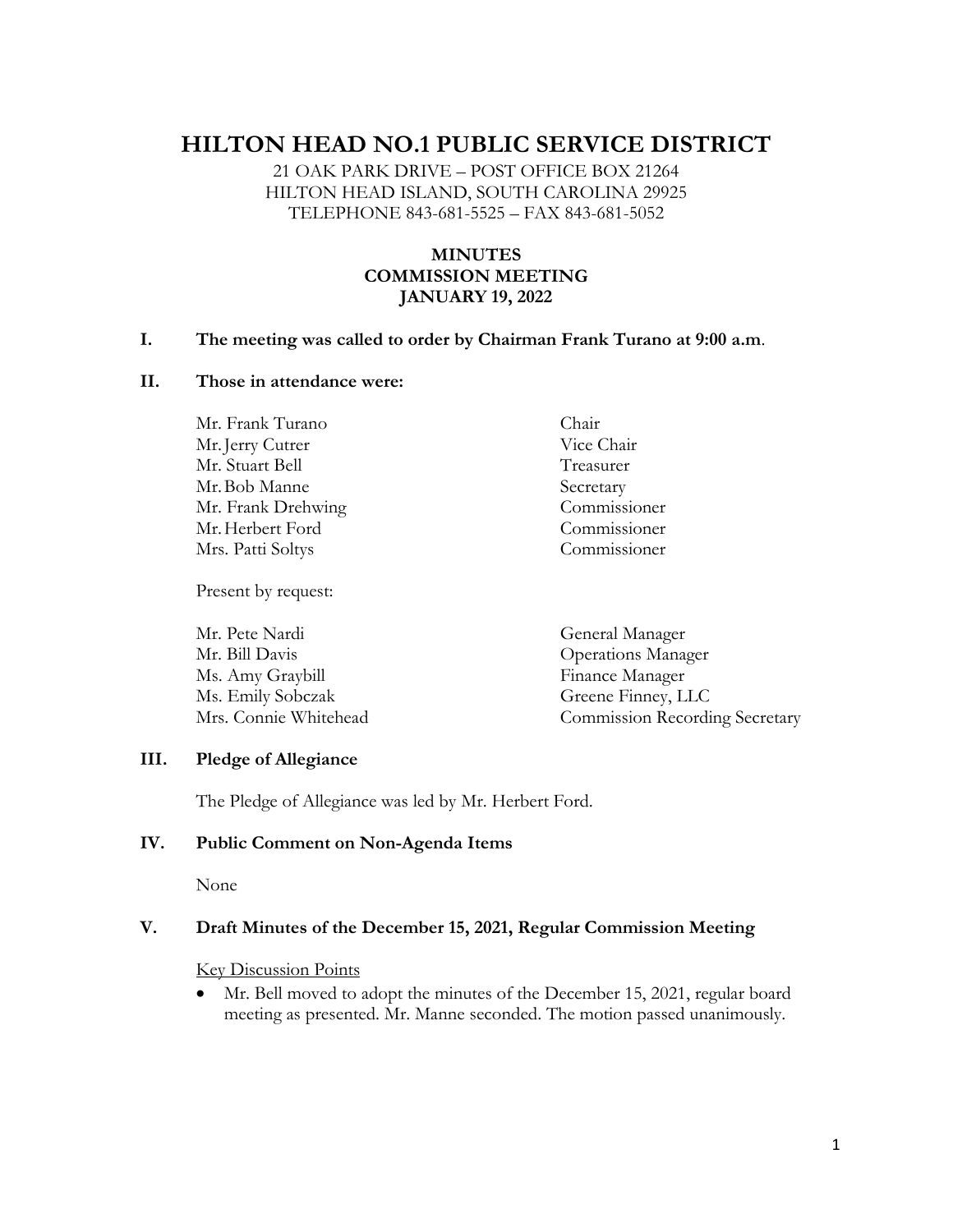# HILTON HEAD NO.1 PUBLIC SERVICE DISTRICT

21 OAK PARK DRIVE – POST OFFICE BOX 21264
HILTON HEAD ISLAND, SOUTH CAROLINA 29925
TELEPHONE 843-681-5525 – FAX 843-681-5052

**MINUTES**
**COMMISSION MEETING**
**JANUARY 19, 2022**

**I. The meeting was called to order by Chairman Frank Turano at 9:00 a.m.**

**II. Those in attendance were:**

| | |
|---|---|
| Mr. Frank Turano | Chair |
| Mr. Jerry Cutrer | Vice Chair |
| Mr. Stuart Bell | Treasurer |
| Mr. Bob Manne | Secretary |
| Mr. Frank Drehwing | Commissioner |
| Mr. Herbert Ford | Commissioner |
| Mrs. Patti Soltys | Commissioner |

Present by request:

| | |
|---|---|
| Mr. Pete Nardi | General Manager |
| Mr. Bill Davis | Operations Manager |
| Ms. Amy Graybill | Finance Manager |
| Ms. Emily Sobczak | Greene Finney, LLC |
| Mrs. Connie Whitehead | Commission Recording Secretary |

**III. Pledge of Allegiance**

The Pledge of Allegiance was led by Mr. Herbert Ford.

**IV. Public Comment on Non-Agenda Items**

None

**V. Draft Minutes of the December 15, 2021, Regular Commission Meeting**

Key Discussion Points

- Mr. Bell moved to adopt the minutes of the December 15, 2021, regular board meeting as presented. Mr. Manne seconded. The motion passed unanimously.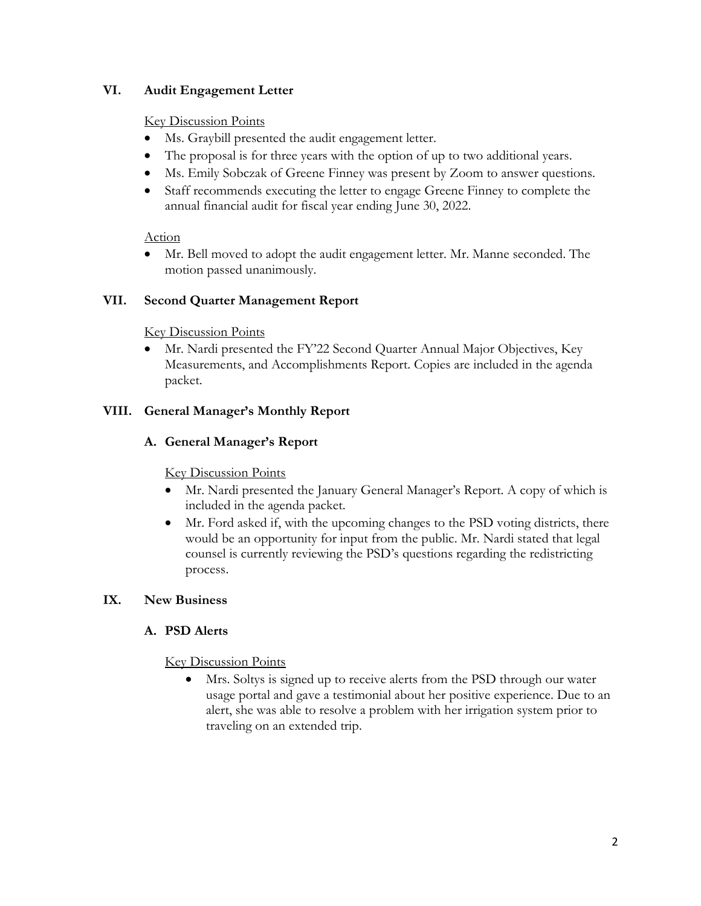## VI. Audit Engagement Letter

Key Discussion Points

- Ms. Graybill presented the audit engagement letter.
- The proposal is for three years with the option of up to two additional years.
- Ms. Emily Sobczak of Greene Finney was present by Zoom to answer questions.
- Staff recommends executing the letter to engage Greene Finney to complete the annual financial audit for fiscal year ending June 30, 2022.

Action

- Mr. Bell moved to adopt the audit engagement letter. Mr. Manne seconded. The motion passed unanimously.

## VII. Second Quarter Management Report

Key Discussion Points

- Mr. Nardi presented the FY'22 Second Quarter Annual Major Objectives, Key Measurements, and Accomplishments Report. Copies are included in the agenda packet.

## VIII. General Manager's Monthly Report

### A. General Manager's Report

Key Discussion Points

- Mr. Nardi presented the January General Manager's Report. A copy of which is included in the agenda packet.
- Mr. Ford asked if, with the upcoming changes to the PSD voting districts, there would be an opportunity for input from the public. Mr. Nardi stated that legal counsel is currently reviewing the PSD's questions regarding the redistricting process.

## IX. New Business

### A. PSD Alerts

Key Discussion Points

- Mrs. Soltys is signed up to receive alerts from the PSD through our water usage portal and gave a testimonial about her positive experience. Due to an alert, she was able to resolve a problem with her irrigation system prior to traveling on an extended trip.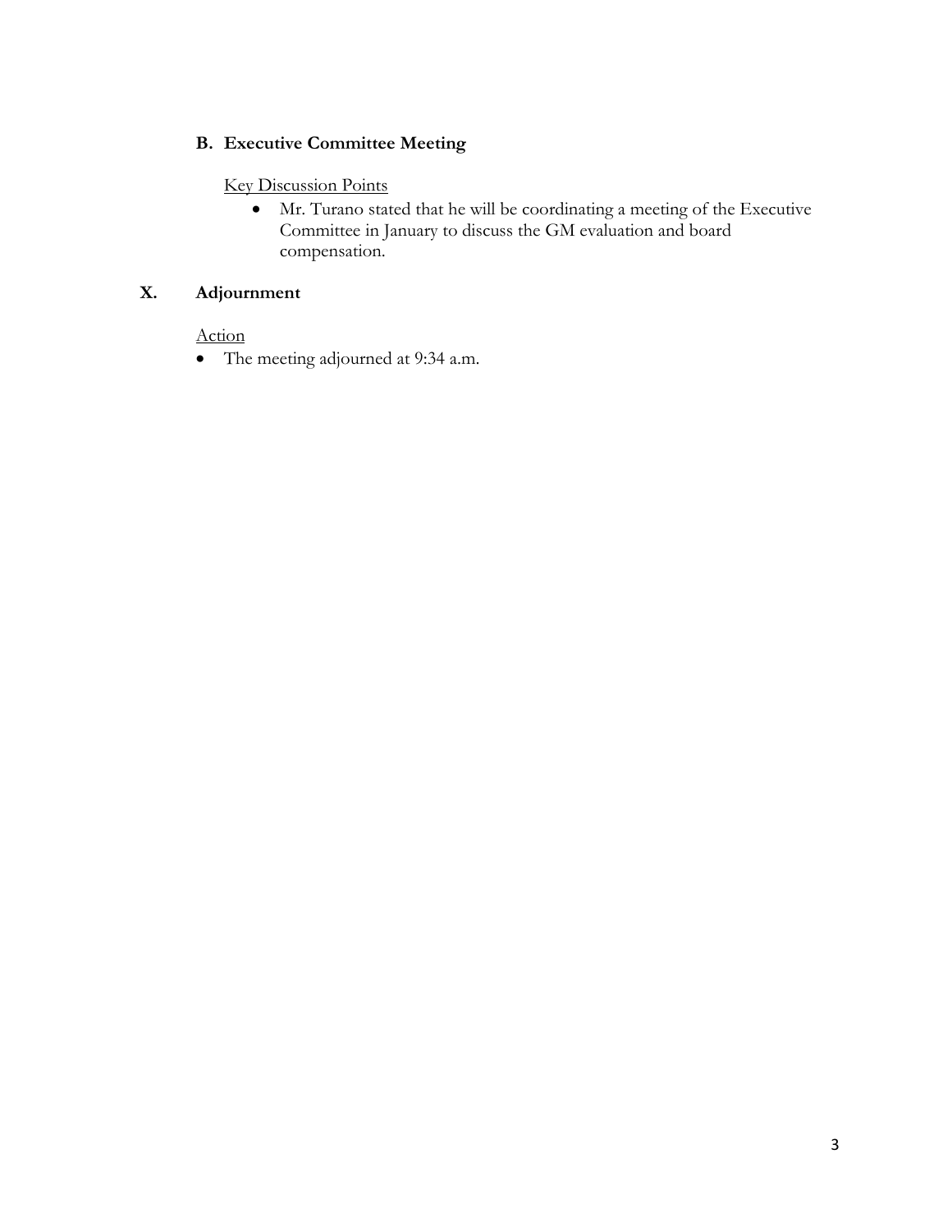### B. Executive Committee Meeting

Key Discussion Points

- Mr. Turano stated that he will be coordinating a meeting of the Executive Committee in January to discuss the GM evaluation and board compensation.

## X. Adjournment

Action

- The meeting adjourned at 9:34 a.m.